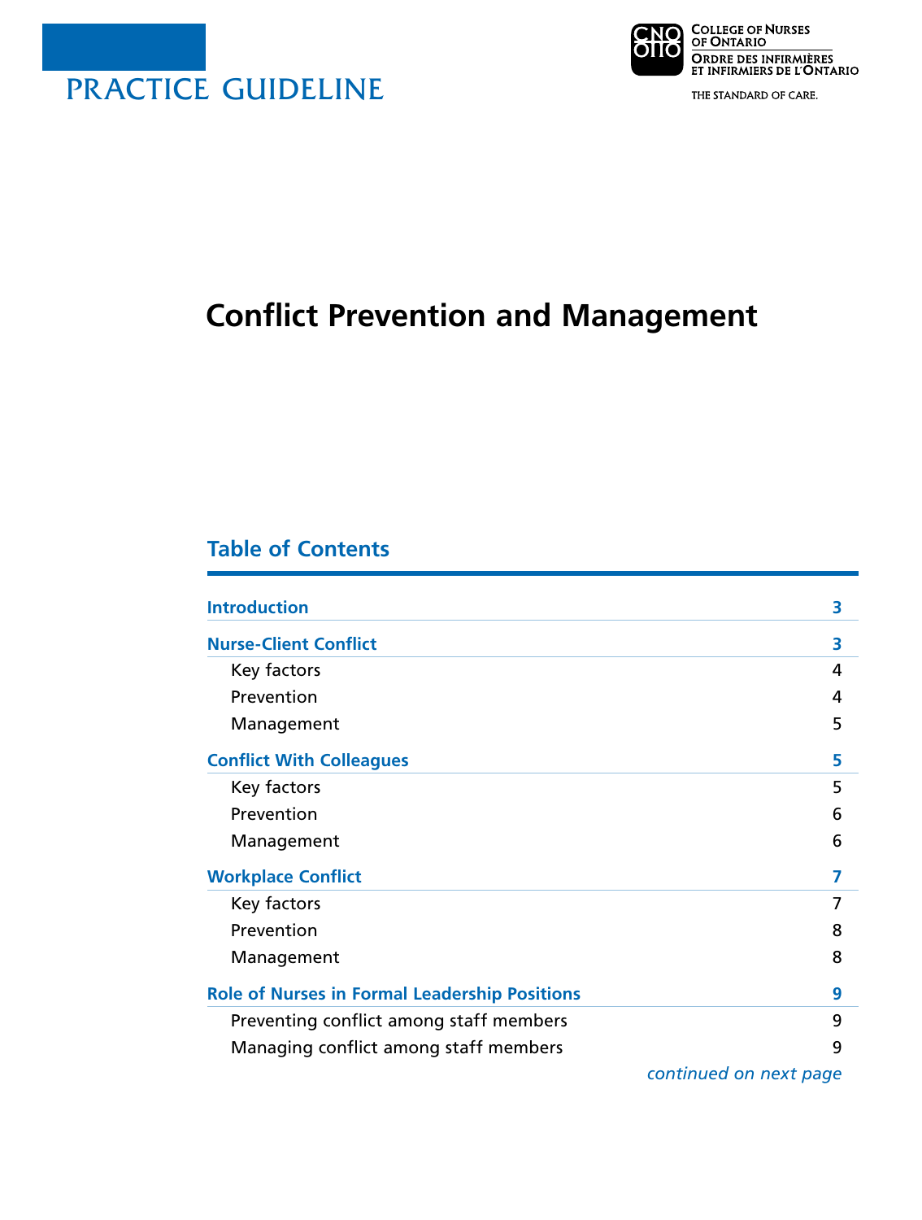PRACTICE GUIDELINE

College of Nurses of Ontario
Ordre des infirmières et infirmiers de l'Ontario

THE STANDARD OF CARE.

# Conflict Prevention and Management

## Table of Contents

| | |
|---|---|
| **Introduction** | **3** |
| **Nurse-Client Conflict** | **3** |
| Key factors | 4 |
| Prevention | 4 |
| Management | 5 |
| **Conflict With Colleagues** | **5** |
| Key factors | 5 |
| Prevention | 6 |
| Management | 6 |
| **Workplace Conflict** | **7** |
| Key factors | 7 |
| Prevention | 8 |
| Management | 8 |
| **Role of Nurses in Formal Leadership Positions** | **9** |
| Preventing conflict among staff members | 9 |
| Managing conflict among staff members | 9 |

*continued on next page*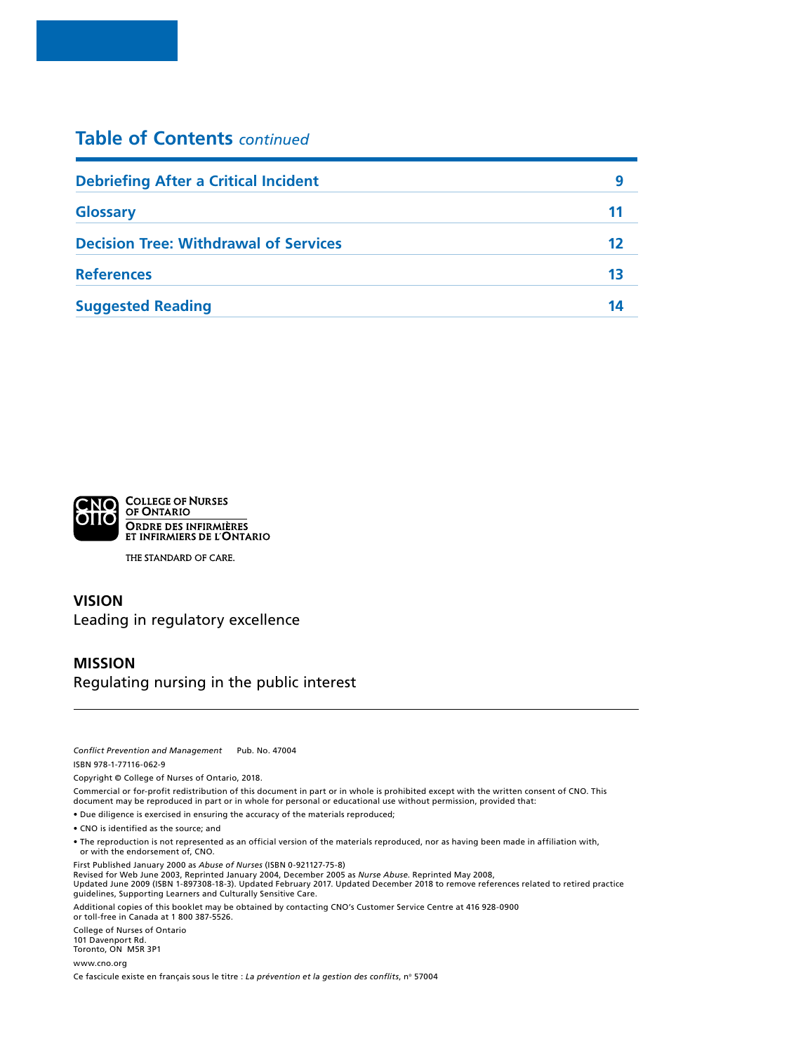## Table of Contents *continued*

| | |
|---|---|
| **Debriefing After a Critical Incident** | **9** |
| **Glossary** | **11** |
| **Decision Tree: Withdrawal of Services** | **12** |
| **References** | **13** |
| **Suggested Reading** | **14** |

COLLEGE OF NURSES OF ONTARIO
ORDRE DES INFIRMIÈRES ET INFIRMIERS DE L'ONTARIO

THE STANDARD OF CARE.

**VISION**
Leading in regulatory excellence

**MISSION**
Regulating nursing in the public interest

---

*Conflict Prevention and Management* Pub. No. 47004

ISBN 978-1-77116-062-9

Copyright © College of Nurses of Ontario, 2018.

Commercial or for-profit redistribution of this document in part or in whole is prohibited except with the written consent of CNO. This document may be reproduced in part or in whole for personal or educational use without permission, provided that:

- Due diligence is exercised in ensuring the accuracy of the materials reproduced;
- CNO is identified as the source; and
- The reproduction is not represented as an official version of the materials reproduced, nor as having been made in affiliation with, or with the endorsement of, CNO.

First Published January 2000 as *Abuse of Nurses* (ISBN 0-921127-75-8)
Revised for Web June 2003, Reprinted January 2004, December 2005 as *Nurse Abuse*. Reprinted May 2008,
Updated June 2009 (ISBN 1-897308-18-3). Updated February 2017. Updated December 2018 to remove references related to retired practice guidelines, Supporting Learners and Culturally Sensitive Care.

Additional copies of this booklet may be obtained by contacting CNO's Customer Service Centre at 416 928-0900 or toll-free in Canada at 1 800 387-5526.

College of Nurses of Ontario
101 Davenport Rd.
Toronto, ON M5R 3P1

www.cno.org

Ce fascicule existe en français sous le titre : *La prévention et la gestion des conflits*, n° 57004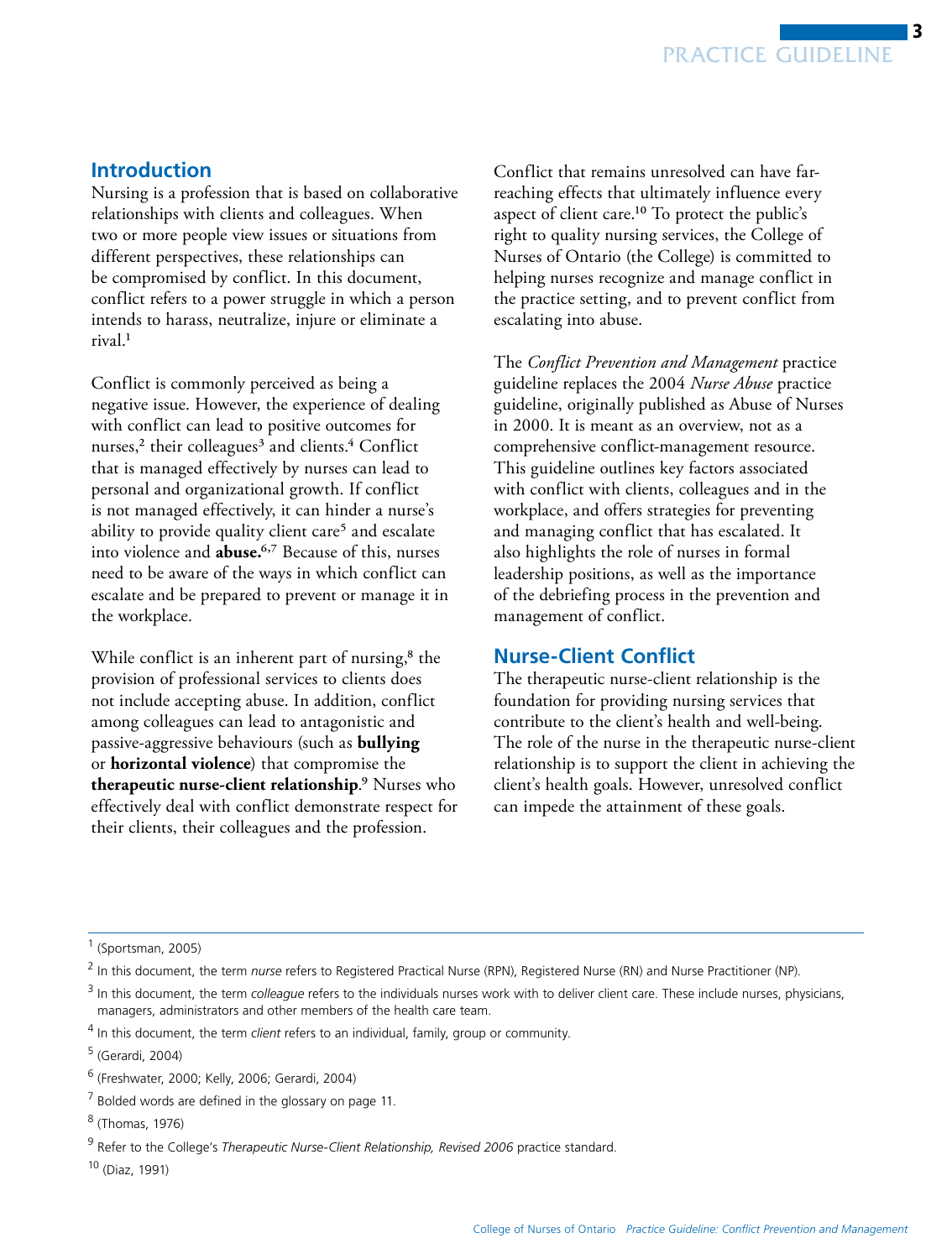## Introduction

Nursing is a profession that is based on collaborative relationships with clients and colleagues. When two or more people view issues or situations from different perspectives, these relationships can be compromised by conflict. In this document, conflict refers to a power struggle in which a person intends to harass, neutralize, injure or eliminate a rival.[1]

Conflict is commonly perceived as being a negative issue. However, the experience of dealing with conflict can lead to positive outcomes for nurses,[2] their colleagues[3] and clients.[4] Conflict that is managed effectively by nurses can lead to personal and organizational growth. If conflict is not managed effectively, it can hinder a nurse's ability to provide quality client care[5] and escalate into violence and **abuse.**[6,7] Because of this, nurses need to be aware of the ways in which conflict can escalate and be prepared to prevent or manage it in the workplace.

While conflict is an inherent part of nursing,[8] the provision of professional services to clients does not include accepting abuse. In addition, conflict among colleagues can lead to antagonistic and passive-aggressive behaviours (such as **bullying** or **horizontal violence**) that compromise the **therapeutic nurse-client relationship**.[9] Nurses who effectively deal with conflict demonstrate respect for their clients, their colleagues and the profession.

Conflict that remains unresolved can have far-reaching effects that ultimately influence every aspect of client care.[10] To protect the public's right to quality nursing services, the College of Nurses of Ontario (the College) is committed to helping nurses recognize and manage conflict in the practice setting, and to prevent conflict from escalating into abuse.

The *Conflict Prevention and Management* practice guideline replaces the 2004 *Nurse Abuse* practice guideline, originally published as Abuse of Nurses in 2000. It is meant as an overview, not as a comprehensive conflict-management resource. This guideline outlines key factors associated with conflict with clients, colleagues and in the workplace, and offers strategies for preventing and managing conflict that has escalated. It also highlights the role of nurses in formal leadership positions, as well as the importance of the debriefing process in the prevention and management of conflict.

## Nurse-Client Conflict

The therapeutic nurse-client relationship is the foundation for providing nursing services that contribute to the client's health and well-being. The role of the nurse in the therapeutic nurse-client relationship is to support the client in achieving the client's health goals. However, unresolved conflict can impede the attainment of these goals.

---

[1] (Sportsman, 2005)

[2] In this document, the term *nurse* refers to Registered Practical Nurse (RPN), Registered Nurse (RN) and Nurse Practitioner (NP).

[3] In this document, the term *colleague* refers to the individuals nurses work with to deliver client care. These include nurses, physicians, managers, administrators and other members of the health care team.

[4] In this document, the term *client* refers to an individual, family, group or community.

[5] (Gerardi, 2004)

[6] (Freshwater, 2000; Kelly, 2006; Gerardi, 2004)

[7] Bolded words are defined in the glossary on page 11.

[8] (Thomas, 1976)

[9] Refer to the College's *Therapeutic Nurse-Client Relationship, Revised 2006* practice standard.

[10] (Diaz, 1991)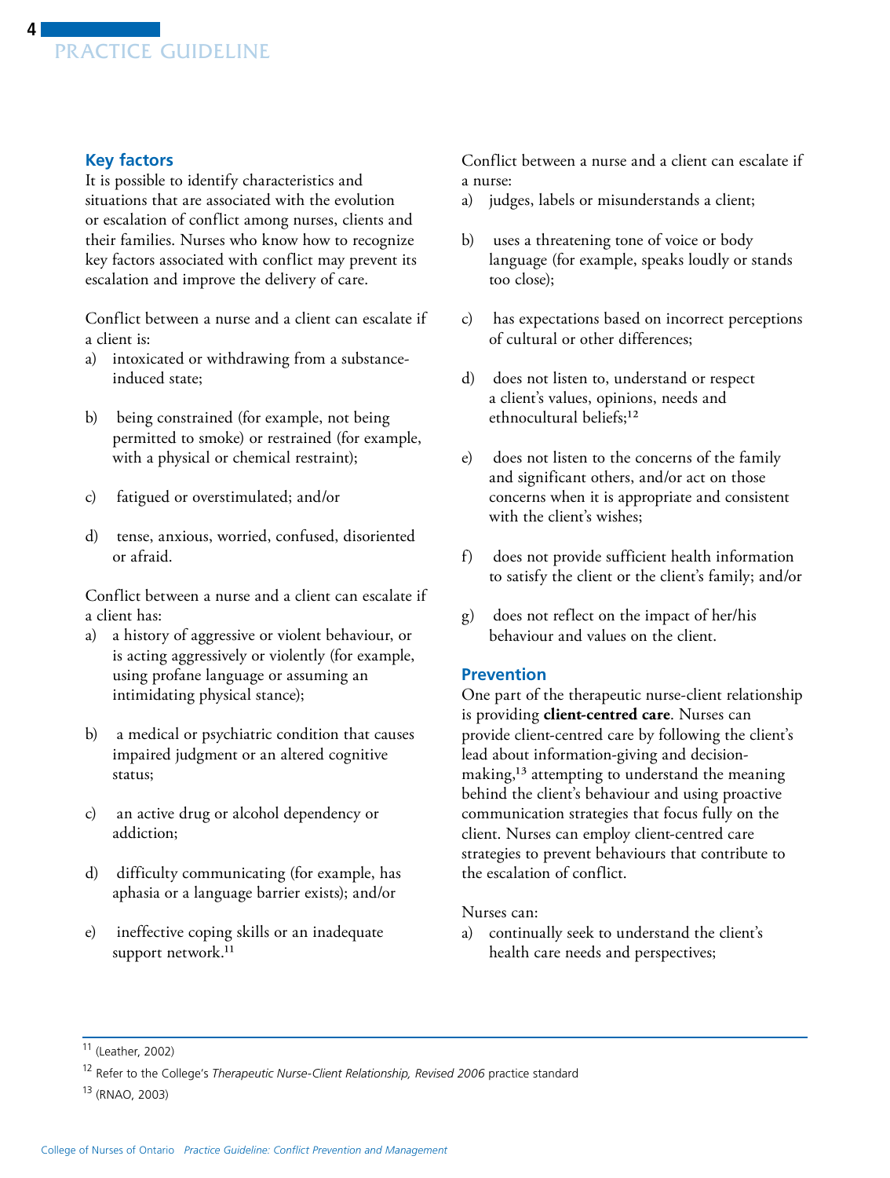### Key factors

It is possible to identify characteristics and situations that are associated with the evolution or escalation of conflict among nurses, clients and their families. Nurses who know how to recognize key factors associated with conflict may prevent its escalation and improve the delivery of care.

Conflict between a nurse and a client can escalate if a client is:

a) intoxicated or withdrawing from a substance-induced state;

b) being constrained (for example, not being permitted to smoke) or restrained (for example, with a physical or chemical restraint);

c) fatigued or overstimulated; and/or

d) tense, anxious, worried, confused, disoriented or afraid.

Conflict between a nurse and a client can escalate if a client has:

a) a history of aggressive or violent behaviour, or is acting aggressively or violently (for example, using profane language or assuming an intimidating physical stance);

b) a medical or psychiatric condition that causes impaired judgment or an altered cognitive status;

c) an active drug or alcohol dependency or addiction;

d) difficulty communicating (for example, has aphasia or a language barrier exists); and/or

e) ineffective coping skills or an inadequate support network.[11]

Conflict between a nurse and a client can escalate if a nurse:

a) judges, labels or misunderstands a client;

b) uses a threatening tone of voice or body language (for example, speaks loudly or stands too close);

c) has expectations based on incorrect perceptions of cultural or other differences;

d) does not listen to, understand or respect a client's values, opinions, needs and ethnocultural beliefs;[12]

e) does not listen to the concerns of the family and significant others, and/or act on those concerns when it is appropriate and consistent with the client's wishes;

f) does not provide sufficient health information to satisfy the client or the client's family; and/or

g) does not reflect on the impact of her/his behaviour and values on the client.

### Prevention

One part of the therapeutic nurse-client relationship is providing **client-centred care**. Nurses can provide client-centred care by following the client's lead about information-giving and decision-making,[13] attempting to understand the meaning behind the client's behaviour and using proactive communication strategies that focus fully on the client. Nurses can employ client-centred care strategies to prevent behaviours that contribute to the escalation of conflict.

Nurses can:

a) continually seek to understand the client's health care needs and perspectives;

---

[11] (Leather, 2002)

[12] Refer to the College's *Therapeutic Nurse-Client Relationship, Revised 2006* practice standard

[13] (RNAO, 2003)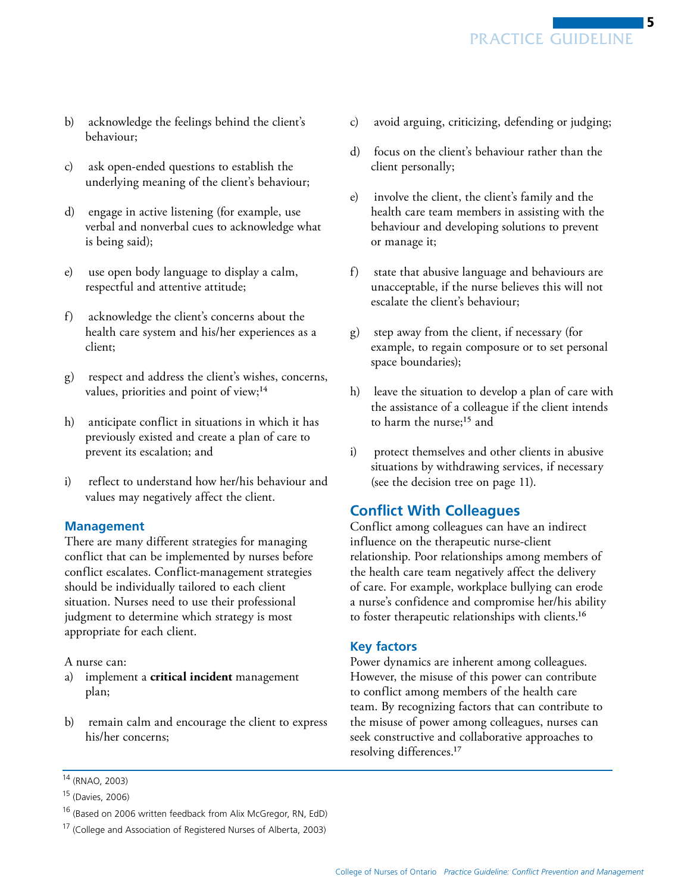b) acknowledge the feelings behind the client's behaviour;

c) ask open-ended questions to establish the underlying meaning of the client's behaviour;

d) engage in active listening (for example, use verbal and nonverbal cues to acknowledge what is being said);

e) use open body language to display a calm, respectful and attentive attitude;

f) acknowledge the client's concerns about the health care system and his/her experiences as a client;

g) respect and address the client's wishes, concerns, values, priorities and point of view;[14]

h) anticipate conflict in situations in which it has previously existed and create a plan of care to prevent its escalation; and

i) reflect to understand how her/his behaviour and values may negatively affect the client.

### Management

There are many different strategies for managing conflict that can be implemented by nurses before conflict escalates. Conflict-management strategies should be individually tailored to each client situation. Nurses need to use their professional judgment to determine which strategy is most appropriate for each client.

A nurse can:

a) implement a **critical incident** management plan;

b) remain calm and encourage the client to express his/her concerns;

c) avoid arguing, criticizing, defending or judging;

d) focus on the client's behaviour rather than the client personally;

e) involve the client, the client's family and the health care team members in assisting with the behaviour and developing solutions to prevent or manage it;

f) state that abusive language and behaviours are unacceptable, if the nurse believes this will not escalate the client's behaviour;

g) step away from the client, if necessary (for example, to regain composure or to set personal space boundaries);

h) leave the situation to develop a plan of care with the assistance of a colleague if the client intends to harm the nurse;[15] and

i) protect themselves and other clients in abusive situations by withdrawing services, if necessary (see the decision tree on page 11).

## Conflict With Colleagues

Conflict among colleagues can have an indirect influence on the therapeutic nurse-client relationship. Poor relationships among members of the health care team negatively affect the delivery of care. For example, workplace bullying can erode a nurse's confidence and compromise her/his ability to foster therapeutic relationships with clients.[16]

### Key factors

Power dynamics are inherent among colleagues. However, the misuse of this power can contribute to conflict among members of the health care team. By recognizing factors that can contribute to the misuse of power among colleagues, nurses can seek constructive and collaborative approaches to resolving differences.[17]

---

[14] (RNAO, 2003)

[15] (Davies, 2006)

[16] (Based on 2006 written feedback from Alix McGregor, RN, EdD)

[17] (College and Association of Registered Nurses of Alberta, 2003)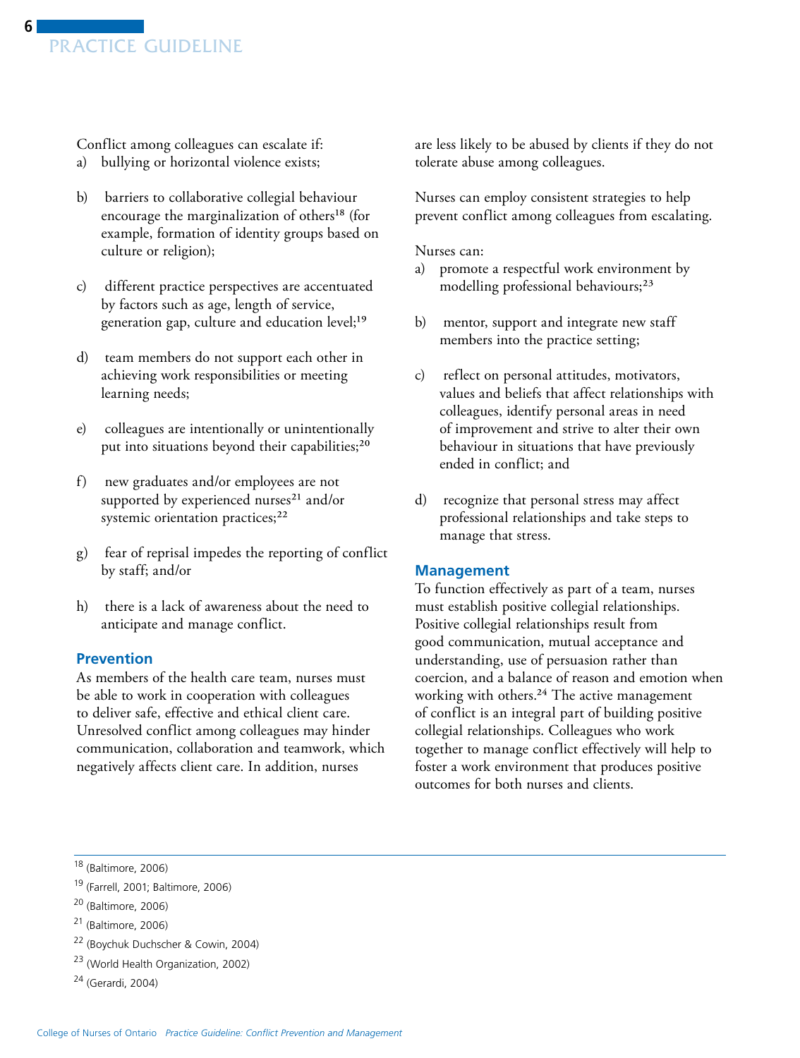Conflict among colleagues can escalate if:

a) bullying or horizontal violence exists;

b) barriers to collaborative collegial behaviour encourage the marginalization of others[18] (for example, formation of identity groups based on culture or religion);

c) different practice perspectives are accentuated by factors such as age, length of service, generation gap, culture and education level;[19]

d) team members do not support each other in achieving work responsibilities or meeting learning needs;

e) colleagues are intentionally or unintentionally put into situations beyond their capabilities;[20]

f) new graduates and/or employees are not supported by experienced nurses[21] and/or systemic orientation practices;[22]

g) fear of reprisal impedes the reporting of conflict by staff; and/or

h) there is a lack of awareness about the need to anticipate and manage conflict.

## Prevention

As members of the health care team, nurses must be able to work in cooperation with colleagues to deliver safe, effective and ethical client care. Unresolved conflict among colleagues may hinder communication, collaboration and teamwork, which negatively affects client care. In addition, nurses are less likely to be abused by clients if they do not tolerate abuse among colleagues.

Nurses can employ consistent strategies to help prevent conflict among colleagues from escalating.

Nurses can:

a) promote a respectful work environment by modelling professional behaviours;[23]

b) mentor, support and integrate new staff members into the practice setting;

c) reflect on personal attitudes, motivators, values and beliefs that affect relationships with colleagues, identify personal areas in need of improvement and strive to alter their own behaviour in situations that have previously ended in conflict; and

d) recognize that personal stress may affect professional relationships and take steps to manage that stress.

## Management

To function effectively as part of a team, nurses must establish positive collegial relationships. Positive collegial relationships result from good communication, mutual acceptance and understanding, use of persuasion rather than coercion, and a balance of reason and emotion when working with others.[24] The active management of conflict is an integral part of building positive collegial relationships. Colleagues who work together to manage conflict effectively will help to foster a work environment that produces positive outcomes for both nurses and clients.

---

[18] (Baltimore, 2006)

[19] (Farrell, 2001; Baltimore, 2006)

[20] (Baltimore, 2006)

[21] (Baltimore, 2006)

[22] (Boychuk Duchscher & Cowin, 2004)

[23] (World Health Organization, 2002)

[24] (Gerardi, 2004)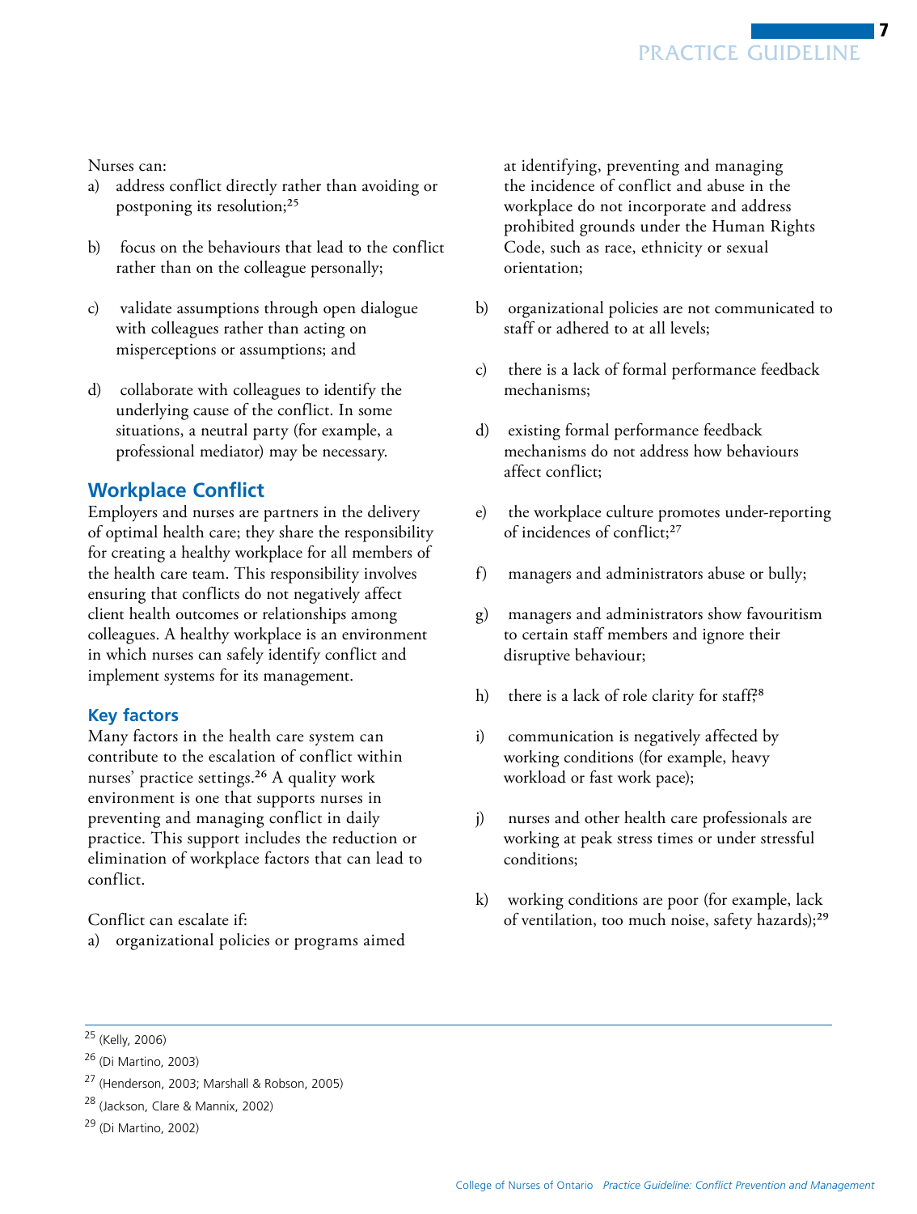Nurses can:

a) address conflict directly rather than avoiding or postponing its resolution;[25]

b) focus on the behaviours that lead to the conflict rather than on the colleague personally;

c) validate assumptions through open dialogue with colleagues rather than acting on misperceptions or assumptions; and

d) collaborate with colleagues to identify the underlying cause of the conflict. In some situations, a neutral party (for example, a professional mediator) may be necessary.

## Workplace Conflict

Employers and nurses are partners in the delivery of optimal health care; they share the responsibility for creating a healthy workplace for all members of the health care team. This responsibility involves ensuring that conflicts do not negatively affect client health outcomes or relationships among colleagues. A healthy workplace is an environment in which nurses can safely identify conflict and implement systems for its management.

### Key factors

Many factors in the health care system can contribute to the escalation of conflict within nurses' practice settings.[26] A quality work environment is one that supports nurses in preventing and managing conflict in daily practice. This support includes the reduction or elimination of workplace factors that can lead to conflict.

Conflict can escalate if:

a) organizational policies or programs aimed at identifying, preventing and managing the incidence of conflict and abuse in the workplace do not incorporate and address prohibited grounds under the Human Rights Code, such as race, ethnicity or sexual orientation;

b) organizational policies are not communicated to staff or adhered to at all levels;

c) there is a lack of formal performance feedback mechanisms;

d) existing formal performance feedback mechanisms do not address how behaviours affect conflict;

e) the workplace culture promotes under-reporting of incidences of conflict;[27]

f) managers and administrators abuse or bully;

g) managers and administrators show favouritism to certain staff members and ignore their disruptive behaviour;

h) there is a lack of role clarity for staff;[28]

i) communication is negatively affected by working conditions (for example, heavy workload or fast work pace);

j) nurses and other health care professionals are working at peak stress times or under stressful conditions;

k) working conditions are poor (for example, lack of ventilation, too much noise, safety hazards);[29]

---

[25] (Kelly, 2006)

[26] (Di Martino, 2003)

[27] (Henderson, 2003; Marshall & Robson, 2005)

[28] (Jackson, Clare & Mannix, 2002)

[29] (Di Martino, 2002)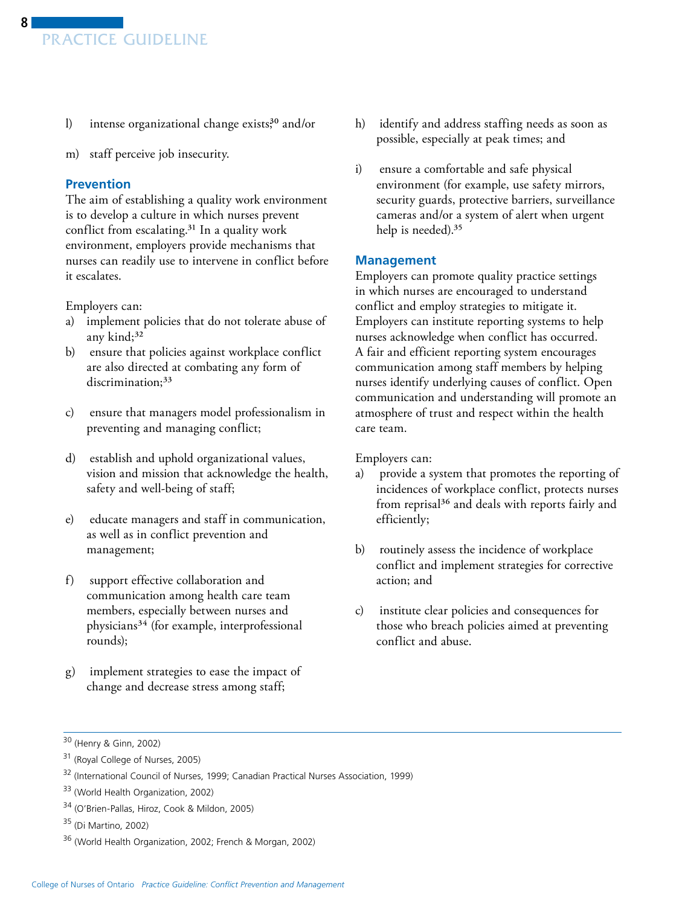l) intense organizational change exists;[30] and/or

m) staff perceive job insecurity.

## Prevention

The aim of establishing a quality work environment is to develop a culture in which nurses prevent conflict from escalating.[31] In a quality work environment, employers provide mechanisms that nurses can readily use to intervene in conflict before it escalates.

Employers can:

a) implement policies that do not tolerate abuse of any kind;[32]

b) ensure that policies against workplace conflict are also directed at combating any form of discrimination;[33]

c) ensure that managers model professionalism in preventing and managing conflict;

d) establish and uphold organizational values, vision and mission that acknowledge the health, safety and well-being of staff;

e) educate managers and staff in communication, as well as in conflict prevention and management;

f) support effective collaboration and communication among health care team members, especially between nurses and physicians[34] (for example, interprofessional rounds);

g) implement strategies to ease the impact of change and decrease stress among staff;

h) identify and address staffing needs as soon as possible, especially at peak times; and

i) ensure a comfortable and safe physical environment (for example, use safety mirrors, security guards, protective barriers, surveillance cameras and/or a system of alert when urgent help is needed).[35]

## Management

Employers can promote quality practice settings in which nurses are encouraged to understand conflict and employ strategies to mitigate it. Employers can institute reporting systems to help nurses acknowledge when conflict has occurred. A fair and efficient reporting system encourages communication among staff members by helping nurses identify underlying causes of conflict. Open communication and understanding will promote an atmosphere of trust and respect within the health care team.

Employers can:

a) provide a system that promotes the reporting of incidences of workplace conflict, protects nurses from reprisal[36] and deals with reports fairly and efficiently;

b) routinely assess the incidence of workplace conflict and implement strategies for corrective action; and

c) institute clear policies and consequences for those who breach policies aimed at preventing conflict and abuse.

---

[30] (Henry & Ginn, 2002)

[31] (Royal College of Nurses, 2005)

[32] (International Council of Nurses, 1999; Canadian Practical Nurses Association, 1999)

[33] (World Health Organization, 2002)

[34] (O'Brien-Pallas, Hiroz, Cook & Mildon, 2005)

[35] (Di Martino, 2002)

[36] (World Health Organization, 2002; French & Morgan, 2002)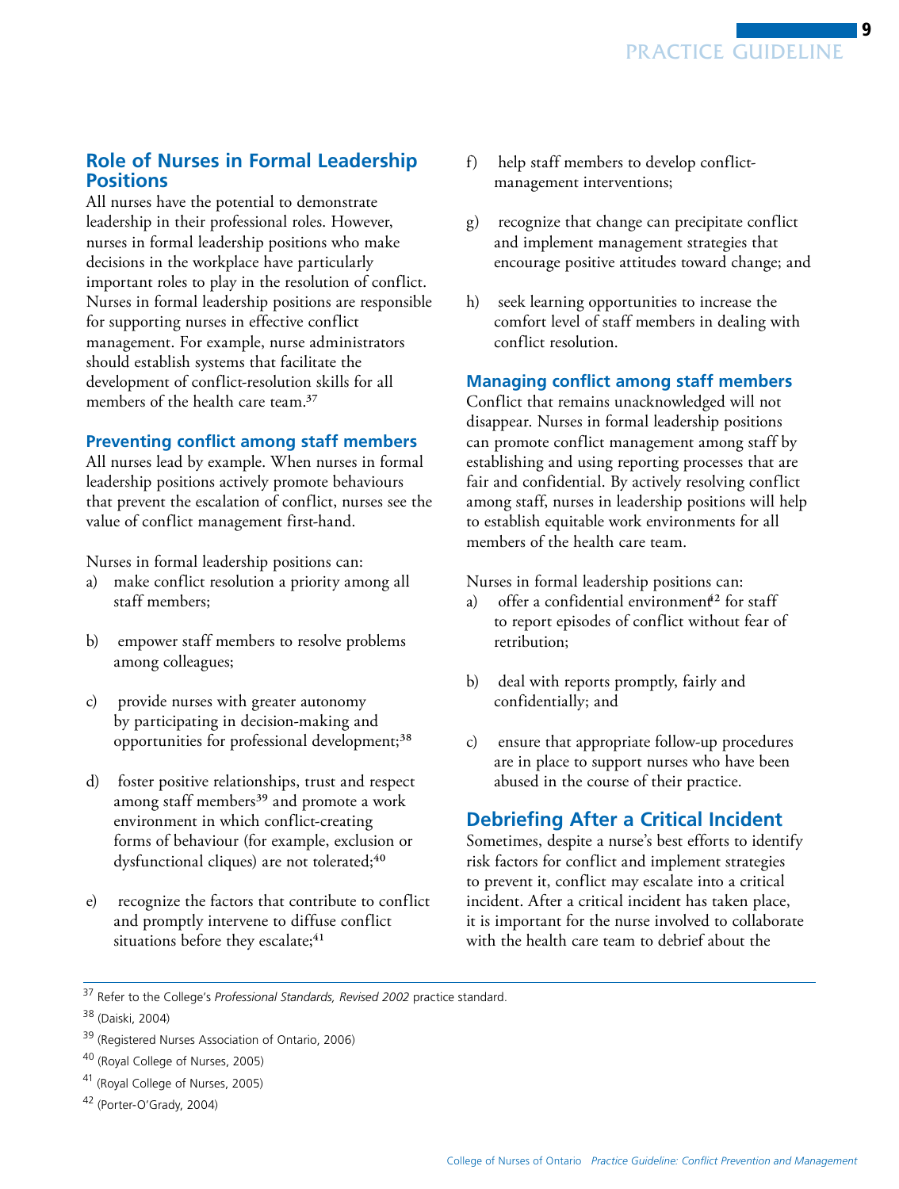## Role of Nurses in Formal Leadership Positions

All nurses have the potential to demonstrate leadership in their professional roles. However, nurses in formal leadership positions who make decisions in the workplace have particularly important roles to play in the resolution of conflict. Nurses in formal leadership positions are responsible for supporting nurses in effective conflict management. For example, nurse administrators should establish systems that facilitate the development of conflict-resolution skills for all members of the health care team.[37]

### Preventing conflict among staff members

All nurses lead by example. When nurses in formal leadership positions actively promote behaviours that prevent the escalation of conflict, nurses see the value of conflict management first-hand.

Nurses in formal leadership positions can:

a) make conflict resolution a priority among all staff members;

b) empower staff members to resolve problems among colleagues;

c) provide nurses with greater autonomy by participating in decision-making and opportunities for professional development;[38]

d) foster positive relationships, trust and respect among staff members[39] and promote a work environment in which conflict-creating forms of behaviour (for example, exclusion or dysfunctional cliques) are not tolerated;[40]

e) recognize the factors that contribute to conflict and promptly intervene to diffuse conflict situations before they escalate;[41]

f) help staff members to develop conflict-management interventions;

g) recognize that change can precipitate conflict and implement management strategies that encourage positive attitudes toward change; and

h) seek learning opportunities to increase the comfort level of staff members in dealing with conflict resolution.

### Managing conflict among staff members

Conflict that remains unacknowledged will not disappear. Nurses in formal leadership positions can promote conflict management among staff by establishing and using reporting processes that are fair and confidential. By actively resolving conflict among staff, nurses in leadership positions will help to establish equitable work environments for all members of the health care team.

Nurses in formal leadership positions can:

a) offer a confidential environment[42] for staff to report episodes of conflict without fear of retribution;

b) deal with reports promptly, fairly and confidentially; and

c) ensure that appropriate follow-up procedures are in place to support nurses who have been abused in the course of their practice.

## Debriefing After a Critical Incident

Sometimes, despite a nurse's best efforts to identify risk factors for conflict and implement strategies to prevent it, conflict may escalate into a critical incident. After a critical incident has taken place, it is important for the nurse involved to collaborate with the health care team to debrief about the

---

[37] Refer to the College's *Professional Standards, Revised 2002* practice standard.

[38] (Daiski, 2004)

[39] (Registered Nurses Association of Ontario, 2006)

[40] (Royal College of Nurses, 2005)

[41] (Royal College of Nurses, 2005)

[42] (Porter-O'Grady, 2004)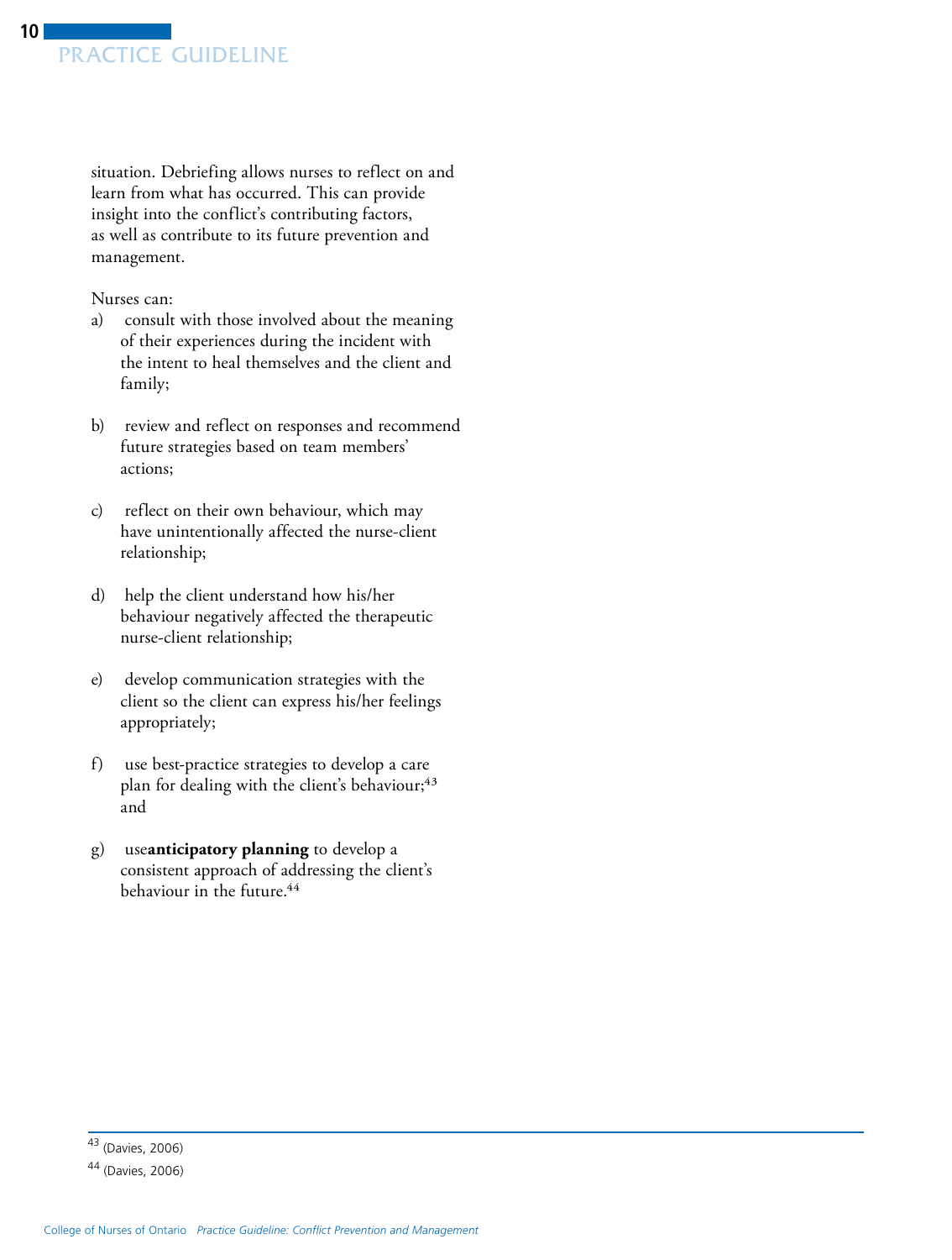situation. Debriefing allows nurses to reflect on and learn from what has occurred. This can provide insight into the conflict's contributing factors, as well as contribute to its future prevention and management.

Nurses can:

a) consult with those involved about the meaning of their experiences during the incident with the intent to heal themselves and the client and family;

b) review and reflect on responses and recommend future strategies based on team members' actions;

c) reflect on their own behaviour, which may have unintentionally affected the nurse-client relationship;

d) help the client understand how his/her behaviour negatively affected the therapeutic nurse-client relationship;

e) develop communication strategies with the client so the client can express his/her feelings appropriately;

f) use best-practice strategies to develop a care plan for dealing with the client's behaviour;[43] and

g) use **anticipatory planning** to develop a consistent approach of addressing the client's behaviour in the future.[44]

---

[43] (Davies, 2006)

[44] (Davies, 2006)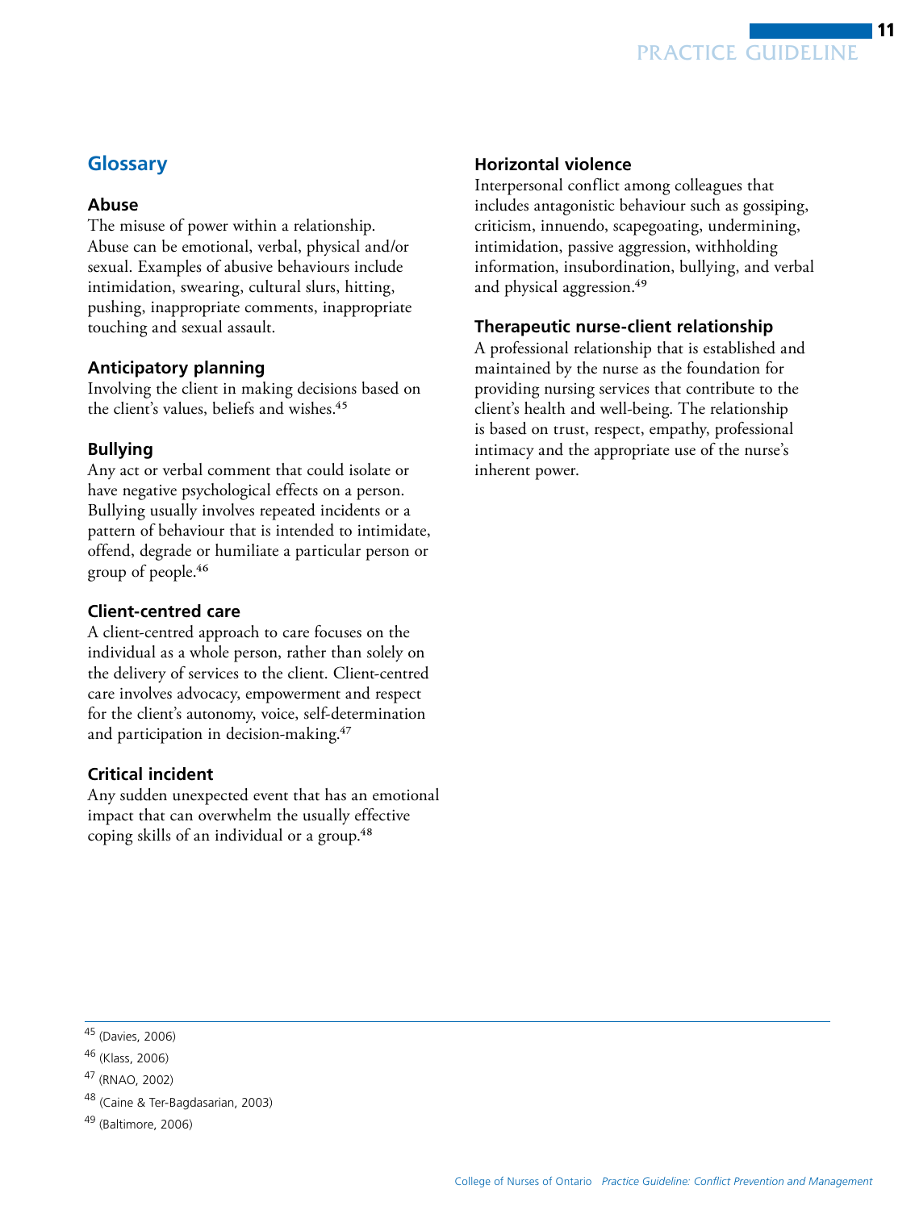## Glossary

### Abuse

The misuse of power within a relationship. Abuse can be emotional, verbal, physical and/or sexual. Examples of abusive behaviours include intimidation, swearing, cultural slurs, hitting, pushing, inappropriate comments, inappropriate touching and sexual assault.

### Anticipatory planning

Involving the client in making decisions based on the client's values, beliefs and wishes.[45]

### Bullying

Any act or verbal comment that could isolate or have negative psychological effects on a person. Bullying usually involves repeated incidents or a pattern of behaviour that is intended to intimidate, offend, degrade or humiliate a particular person or group of people.[46]

### Client-centred care

A client-centred approach to care focuses on the individual as a whole person, rather than solely on the delivery of services to the client. Client-centred care involves advocacy, empowerment and respect for the client's autonomy, voice, self-determination and participation in decision-making.[47]

### Critical incident

Any sudden unexpected event that has an emotional impact that can overwhelm the usually effective coping skills of an individual or a group.[48]

### Horizontal violence

Interpersonal conflict among colleagues that includes antagonistic behaviour such as gossiping, criticism, innuendo, scapegoating, undermining, intimidation, passive aggression, withholding information, insubordination, bullying, and verbal and physical aggression.[49]

### Therapeutic nurse-client relationship

A professional relationship that is established and maintained by the nurse as the foundation for providing nursing services that contribute to the client's health and well-being. The relationship is based on trust, respect, empathy, professional intimacy and the appropriate use of the nurse's inherent power.

---

[45] (Davies, 2006)

[46] (Klass, 2006)

[47] (RNAO, 2002)

[48] (Caine & Ter-Bagdasarian, 2003)

[49] (Baltimore, 2006)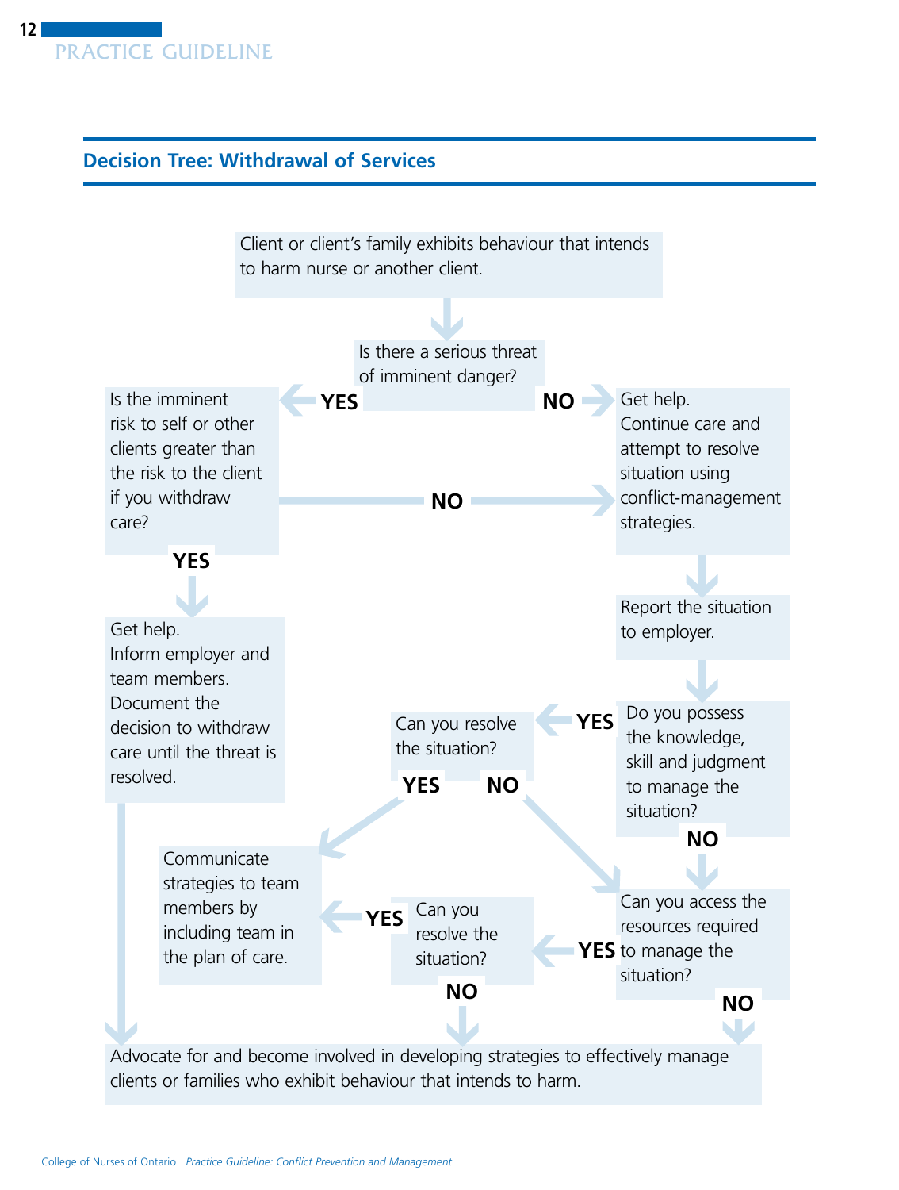## Decision Tree: Withdrawal of Services

Client or client's family exhibits behaviour that intends to harm nurse or another client.

Is there a serious threat of imminent danger?

- **YES** → Is the imminent risk to self or other clients greater than the risk to the client if you withdraw care?
  - **YES** → Get help. Inform employer and team members. Document the decision to withdraw care until the threat is resolved. → Advocate for and become involved in developing strategies to effectively manage clients or families who exhibit behaviour that intends to harm.
  - **NO** → Get help. Continue care and attempt to resolve situation using conflict-management strategies.
- **NO** → Get help. Continue care and attempt to resolve situation using conflict-management strategies.

Get help. Continue care and attempt to resolve situation using conflict-management strategies. → Report the situation to employer.

Report the situation to employer. → Do you possess the knowledge, skill and judgment to manage the situation?

- **YES** → Can you resolve the situation?
  - **YES** → Communicate strategies to team members by including team in the plan of care.
  - **NO** → Can you access the resources required to manage the situation?
- **NO** → Can you access the resources required to manage the situation?

Can you access the resources required to manage the situation?

- **YES** → Can you resolve the situation?
  - **YES** → Communicate strategies to team members by including team in the plan of care.
  - **NO** → Advocate for and become involved in developing strategies to effectively manage clients or families who exhibit behaviour that intends to harm.
- **NO** → Advocate for and become involved in developing strategies to effectively manage clients or families who exhibit behaviour that intends to harm.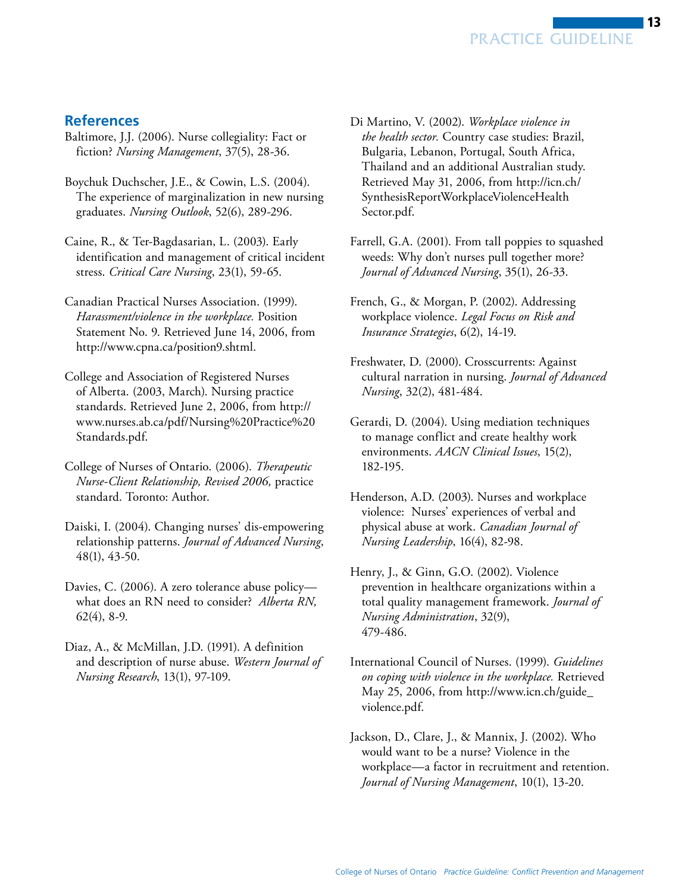## References

Baltimore, J.J. (2006). Nurse collegiality: Fact or fiction? *Nursing Management*, 37(5), 28-36.

Boychuk Duchscher, J.E., & Cowin, L.S. (2004). The experience of marginalization in new nursing graduates. *Nursing Outlook*, 52(6), 289-296.

Caine, R., & Ter-Bagdasarian, L. (2003). Early identification and management of critical incident stress. *Critical Care Nursing*, 23(1), 59-65.

Canadian Practical Nurses Association. (1999). *Harassment/violence in the workplace.* Position Statement No. 9. Retrieved June 14, 2006, from http://www.cpna.ca/position9.shtml.

College and Association of Registered Nurses of Alberta. (2003, March). Nursing practice standards. Retrieved June 2, 2006, from http://www.nurses.ab.ca/pdf/Nursing%20Practice%20Standards.pdf.

College of Nurses of Ontario. (2006). *Therapeutic Nurse-Client Relationship, Revised 2006,* practice standard. Toronto: Author.

Daiski, I. (2004). Changing nurses' dis-empowering relationship patterns. *Journal of Advanced Nursing*, 48(1), 43-50.

Davies, C. (2006). A zero tolerance abuse policy—what does an RN need to consider? *Alberta RN,* 62(4), 8-9.

Diaz, A., & McMillan, J.D. (1991). A definition and description of nurse abuse. *Western Journal of Nursing Research*, 13(1), 97-109.

Di Martino, V. (2002). *Workplace violence in the health sector.* Country case studies: Brazil, Bulgaria, Lebanon, Portugal, South Africa, Thailand and an additional Australian study. Retrieved May 31, 2006, from http://icn.ch/SynthesisReportWorkplaceViolenceHealthSector.pdf.

Farrell, G.A. (2001). From tall poppies to squashed weeds: Why don't nurses pull together more? *Journal of Advanced Nursing*, 35(1), 26-33.

French, G., & Morgan, P. (2002). Addressing workplace violence. *Legal Focus on Risk and Insurance Strategies*, 6(2), 14-19.

Freshwater, D. (2000). Crosscurrents: Against cultural narration in nursing. *Journal of Advanced Nursing*, 32(2), 481-484.

Gerardi, D. (2004). Using mediation techniques to manage conflict and create healthy work environments. *AACN Clinical Issues*, 15(2), 182-195.

Henderson, A.D. (2003). Nurses and workplace violence: Nurses' experiences of verbal and physical abuse at work. *Canadian Journal of Nursing Leadership*, 16(4), 82-98.

Henry, J., & Ginn, G.O. (2002). Violence prevention in healthcare organizations within a total quality management framework. *Journal of Nursing Administration*, 32(9), 479-486.

International Council of Nurses. (1999). *Guidelines on coping with violence in the workplace.* Retrieved May 25, 2006, from http://www.icn.ch/guide_violence.pdf.

Jackson, D., Clare, J., & Mannix, J. (2002). Who would want to be a nurse? Violence in the workplace—a factor in recruitment and retention. *Journal of Nursing Management*, 10(1), 13-20.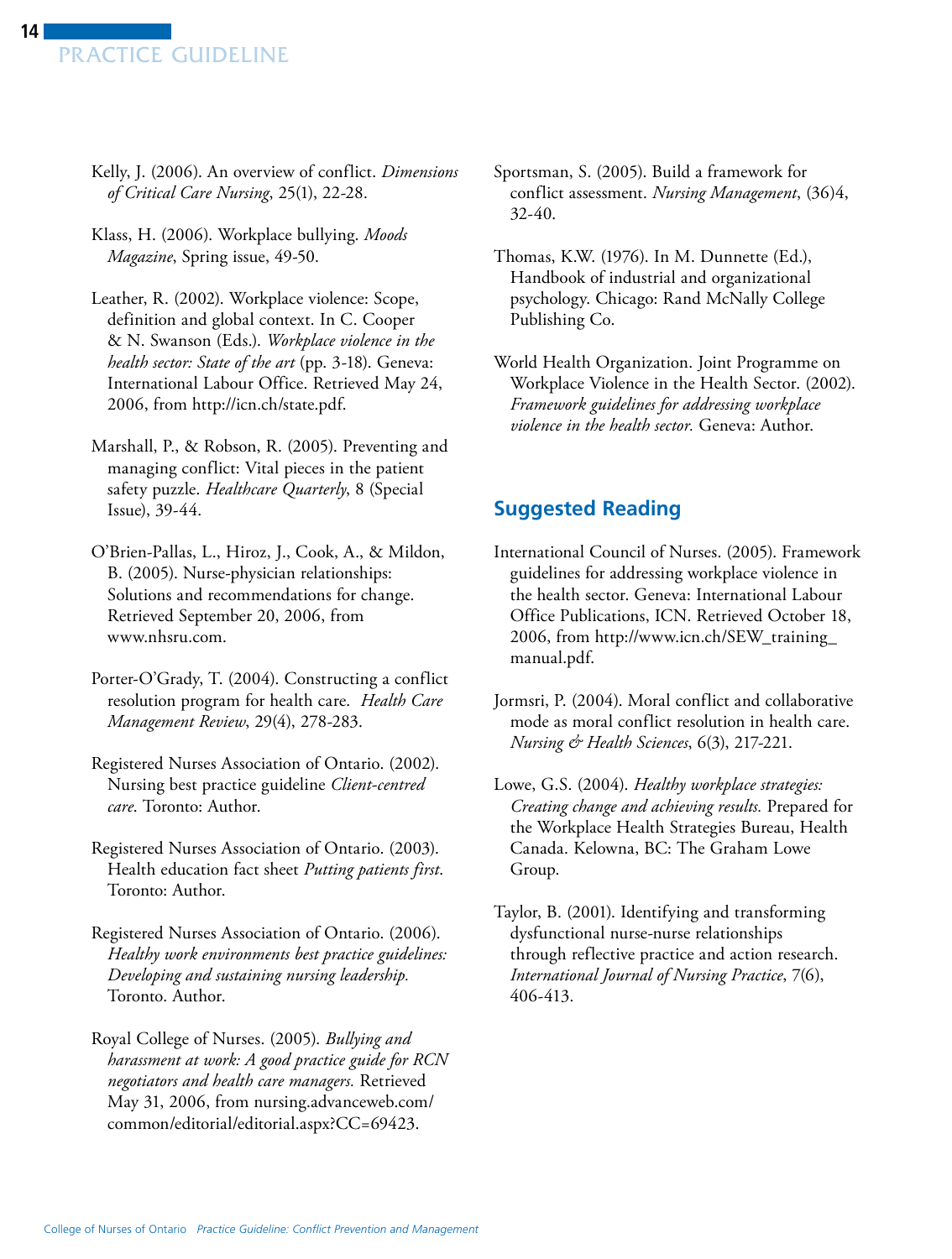Kelly, J. (2006). An overview of conflict. *Dimensions of Critical Care Nursing*, 25(1), 22-28.

Klass, H. (2006). Workplace bullying. *Moods Magazine*, Spring issue, 49-50.

Leather, R. (2002). Workplace violence: Scope, definition and global context. In C. Cooper & N. Swanson (Eds.). *Workplace violence in the health sector: State of the art* (pp. 3-18). Geneva: International Labour Office. Retrieved May 24, 2006, from http://icn.ch/state.pdf.

Marshall, P., & Robson, R. (2005). Preventing and managing conflict: Vital pieces in the patient safety puzzle. *Healthcare Quarterly*, 8 (Special Issue), 39-44.

O'Brien-Pallas, L., Hiroz, J., Cook, A., & Mildon, B. (2005). Nurse-physician relationships: Solutions and recommendations for change. Retrieved September 20, 2006, from www.nhsru.com.

Porter-O'Grady, T. (2004). Constructing a conflict resolution program for health care. *Health Care Management Review*, 29(4), 278-283.

Registered Nurses Association of Ontario. (2002). Nursing best practice guideline *Client-centred care*. Toronto: Author.

Registered Nurses Association of Ontario. (2003). Health education fact sheet *Putting patients first*. Toronto: Author.

Registered Nurses Association of Ontario. (2006). *Healthy work environments best practice guidelines: Developing and sustaining nursing leadership.* Toronto. Author.

Royal College of Nurses. (2005). *Bullying and harassment at work: A good practice guide for RCN negotiators and health care managers.* Retrieved May 31, 2006, from nursing.advanceweb.com/common/editorial/editorial.aspx?CC=69423.

Sportsman, S. (2005). Build a framework for conflict assessment. *Nursing Management*, (36)4, 32-40.

Thomas, K.W. (1976). In M. Dunnette (Ed.), Handbook of industrial and organizational psychology. Chicago: Rand McNally College Publishing Co.

World Health Organization. Joint Programme on Workplace Violence in the Health Sector. (2002). *Framework guidelines for addressing workplace violence in the health sector.* Geneva: Author.

## Suggested Reading

International Council of Nurses. (2005). Framework guidelines for addressing workplace violence in the health sector. Geneva: International Labour Office Publications, ICN. Retrieved October 18, 2006, from http://www.icn.ch/SEW_training_manual.pdf.

Jormsri, P. (2004). Moral conflict and collaborative mode as moral conflict resolution in health care. *Nursing & Health Sciences*, 6(3), 217-221.

Lowe, G.S. (2004). *Healthy workplace strategies: Creating change and achieving results.* Prepared for the Workplace Health Strategies Bureau, Health Canada. Kelowna, BC: The Graham Lowe Group.

Taylor, B. (2001). Identifying and transforming dysfunctional nurse-nurse relationships through reflective practice and action research. *International Journal of Nursing Practice*, 7(6), 406-413.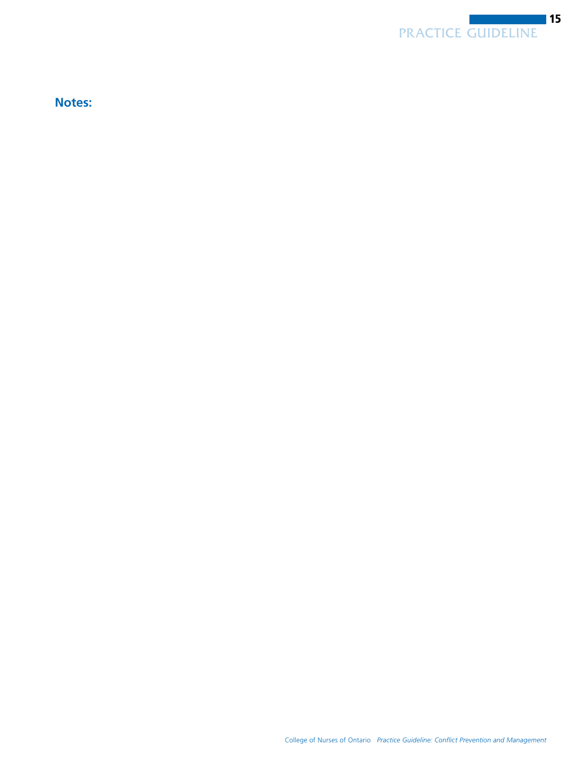**Notes:**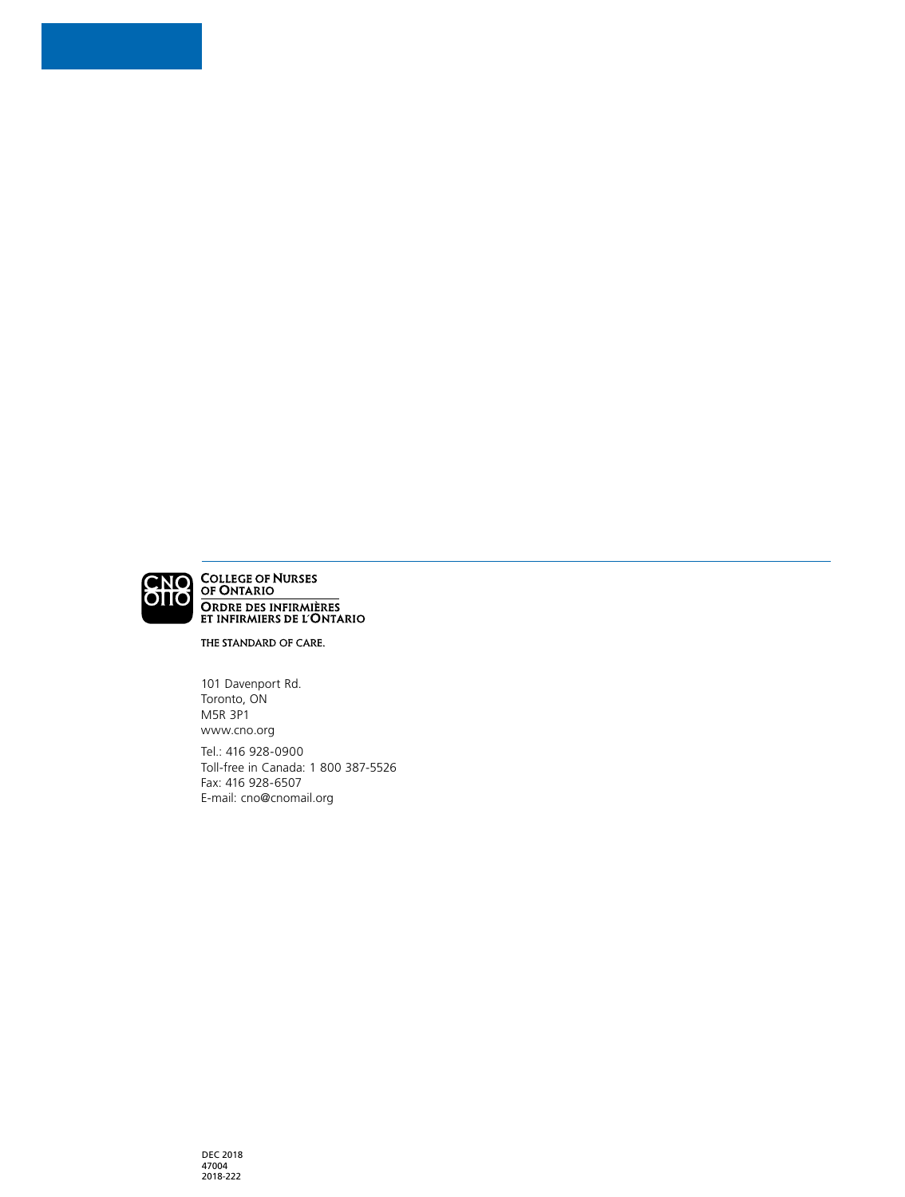COLLEGE OF NURSES OF ONTARIO

ORDRE DES INFIRMIÈRES ET INFIRMIERS DE L'ONTARIO

THE STANDARD OF CARE.

101 Davenport Rd.
Toronto, ON
M5R 3P1
www.cno.org

Tel.: 416 928-0900
Toll-free in Canada: 1 800 387-5526
Fax: 416 928-6507
E-mail: cno@cnomail.org

DEC 2018
47004
2018-222